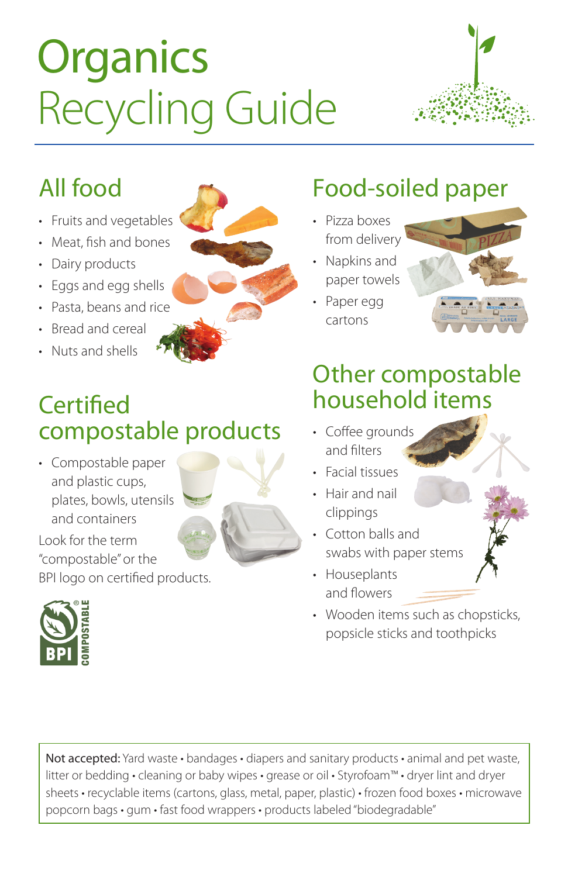# Organics Recycling Guide

## All food

- Fruits and vegetables
- Meat, fish and bones
- Dairy products
- Eggs and egg shells
- Pasta, beans and rice
- Bread and cereal
- Nuts and shells

## Certified compostable products

- Compostable paper and plastic cups, plates, bowls, utensils and containers

Look for the term "compostable" or the BPI logo on certified products.

## Food-soiled paper

- Pizza boxes from delivery
- Napkins and paper towels
- Paper egg cartons

## Other compostable household items

- Coffee grounds and filters
- Facial tissues
- Hair and nail clippings
- Cotton balls and swabs with paper stems
- Houseplants and flowers
- Wooden items such as chopsticks, popsicle sticks and toothpicks

**Not accepted:** Yard waste • bandages • diapers and sanitary products • animal and pet waste, litter or bedding • cleaning or baby wipes • grease or oil • Styrofoam™ • dryer lint and dryer sheets • recyclable items (cartons, glass, metal, paper, plastic) • frozen food boxes • microwave popcorn bags • gum • fast food wrappers • products labeled "biodegradable"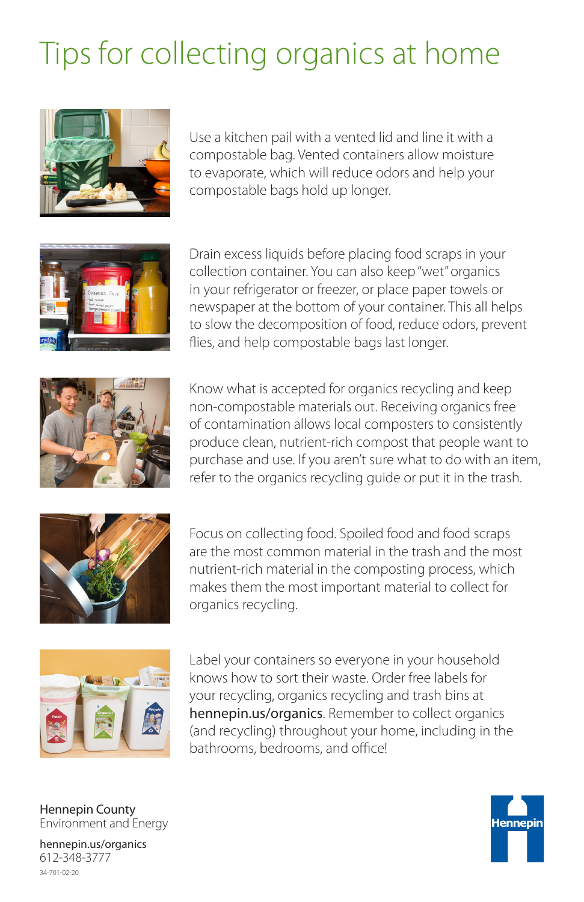# Tips for collecting organics at home

Use a kitchen pail with a vented lid and line it with a compostable bag. Vented containers allow moisture to evaporate, which will reduce odors and help your compostable bags hold up longer.

Drain excess liquids before placing food scraps in your collection container. You can also keep "wet" organics in your refrigerator or freezer, or place paper towels or newspaper at the bottom of your container. This all helps to slow the decomposition of food, reduce odors, prevent flies, and help compostable bags last longer.

Know what is accepted for organics recycling and keep non-compostable materials out. Receiving organics free of contamination allows local composters to consistently produce clean, nutrient-rich compost that people want to purchase and use. If you aren't sure what to do with an item, refer to the organics recycling guide or put it in the trash.

Focus on collecting food. Spoiled food and food scraps are the most common material in the trash and the most nutrient-rich material in the composting process, which makes them the most important material to collect for organics recycling.

Label your containers so everyone in your household knows how to sort their waste. Order free labels for your recycling, organics recycling and trash bins at **hennepin.us/organics**. Remember to collect organics (and recycling) throughout your home, including in the bathrooms, bedrooms, and office!

Hennepin County
Environment and Energy

hennepin.us/organics
612-348-3777

34-701-02-20

Hennepin